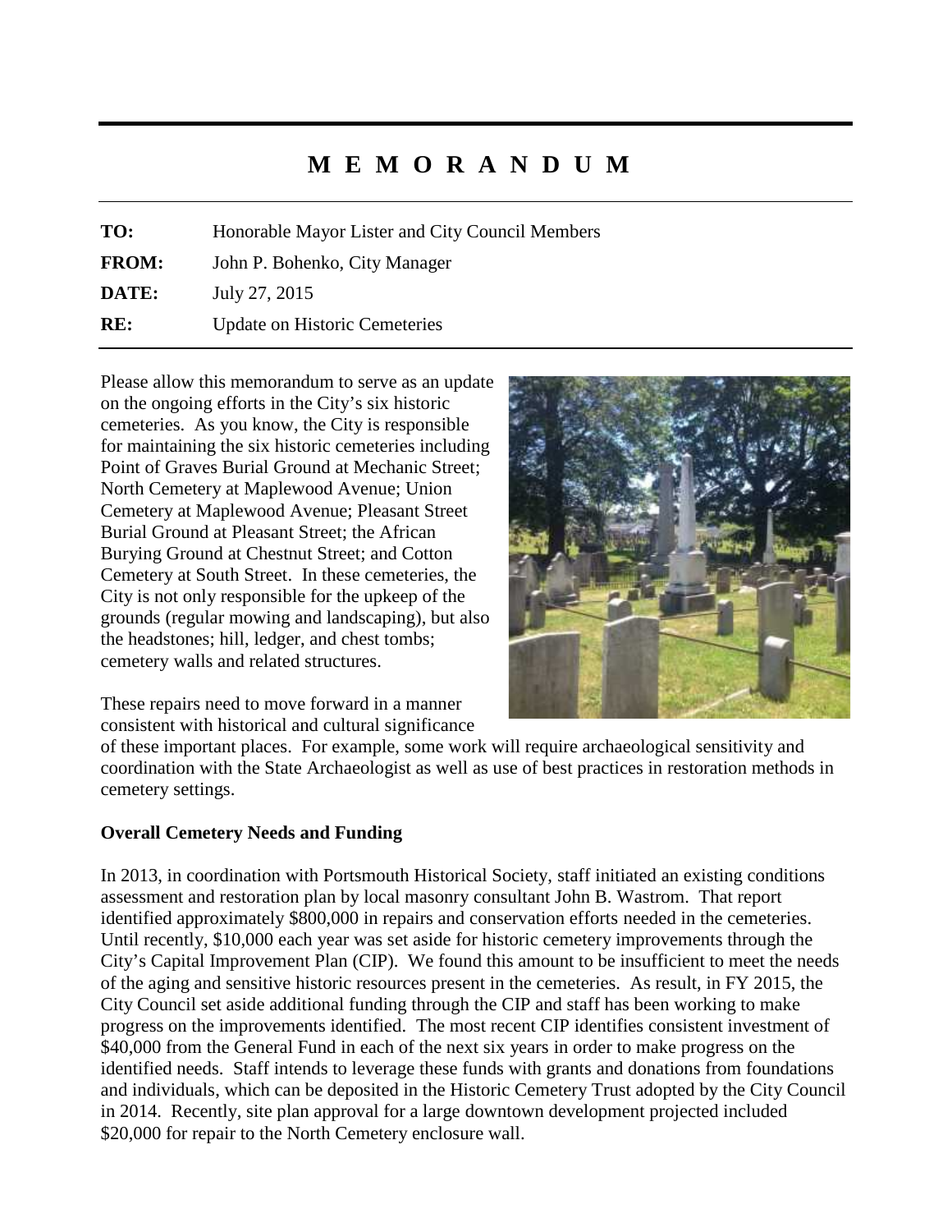# M E M O R A N D U M

**TO:** Honorable Mayor Lister and City Council Members

**FROM:** John P. Bohenko, City Manager

**DATE:** July 27, 2015

**RE:** Update on Historic Cemeteries

Please allow this memorandum to serve as an update on the ongoing efforts in the City's six historic cemeteries. As you know, the City is responsible for maintaining the six historic cemeteries including Point of Graves Burial Ground at Mechanic Street; North Cemetery at Maplewood Avenue; Union Cemetery at Maplewood Avenue; Pleasant Street Burial Ground at Pleasant Street; the African Burying Ground at Chestnut Street; and Cotton Cemetery at South Street. In these cemeteries, the City is not only responsible for the upkeep of the grounds (regular mowing and landscaping), but also the headstones; hill, ledger, and chest tombs; cemetery walls and related structures.

These repairs need to move forward in a manner consistent with historical and cultural significance of these important places. For example, some work will require archaeological sensitivity and coordination with the State Archaeologist as well as use of best practices in restoration methods in cemetery settings.

**Overall Cemetery Needs and Funding**

In 2013, in coordination with Portsmouth Historical Society, staff initiated an existing conditions assessment and restoration plan by local masonry consultant John B. Wastrom. That report identified approximately $800,000 in repairs and conservation efforts needed in the cemeteries. Until recently, $10,000 each year was set aside for historic cemetery improvements through the City's Capital Improvement Plan (CIP). We found this amount to be insufficient to meet the needs of the aging and sensitive historic resources present in the cemeteries. As result, in FY 2015, the City Council set aside additional funding through the CIP and staff has been working to make progress on the improvements identified. The most recent CIP identifies consistent investment of $40,000 from the General Fund in each of the next six years in order to make progress on the identified needs. Staff intends to leverage these funds with grants and donations from foundations and individuals, which can be deposited in the Historic Cemetery Trust adopted by the City Council in 2014. Recently, site plan approval for a large downtown development projected included $20,000 for repair to the North Cemetery enclosure wall.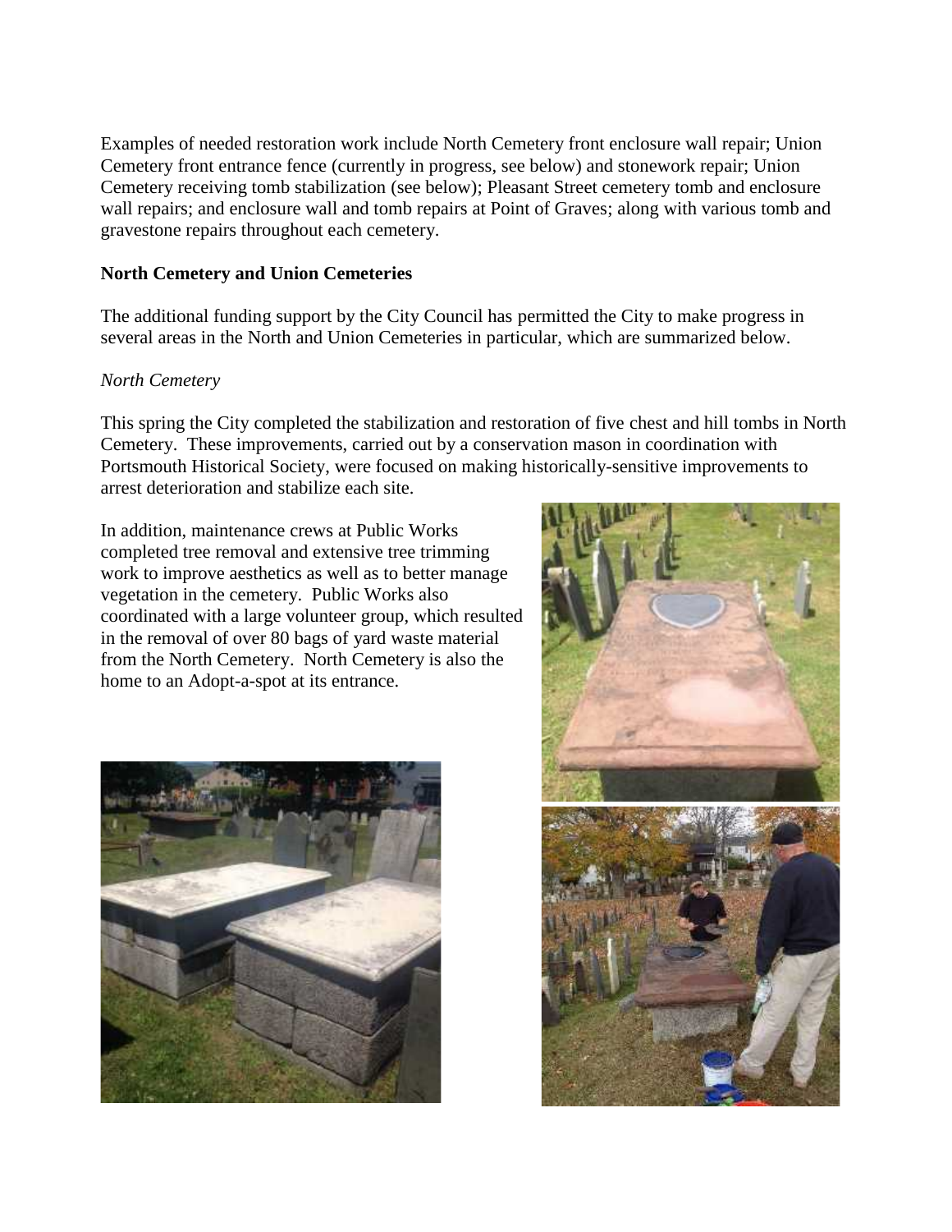Examples of needed restoration work include North Cemetery front enclosure wall repair; Union Cemetery front entrance fence (currently in progress, see below) and stonework repair; Union Cemetery receiving tomb stabilization (see below); Pleasant Street cemetery tomb and enclosure wall repairs; and enclosure wall and tomb repairs at Point of Graves; along with various tomb and gravestone repairs throughout each cemetery.

**North Cemetery and Union Cemeteries**

The additional funding support by the City Council has permitted the City to make progress in several areas in the North and Union Cemeteries in particular, which are summarized below.

*North Cemetery*

This spring the City completed the stabilization and restoration of five chest and hill tombs in North Cemetery. These improvements, carried out by a conservation mason in coordination with Portsmouth Historical Society, were focused on making historically-sensitive improvements to arrest deterioration and stabilize each site.

In addition, maintenance crews at Public Works completed tree removal and extensive tree trimming work to improve aesthetics as well as to better manage vegetation in the cemetery. Public Works also coordinated with a large volunteer group, which resulted in the removal of over 80 bags of yard waste material from the North Cemetery. North Cemetery is also the home to an Adopt-a-spot at its entrance.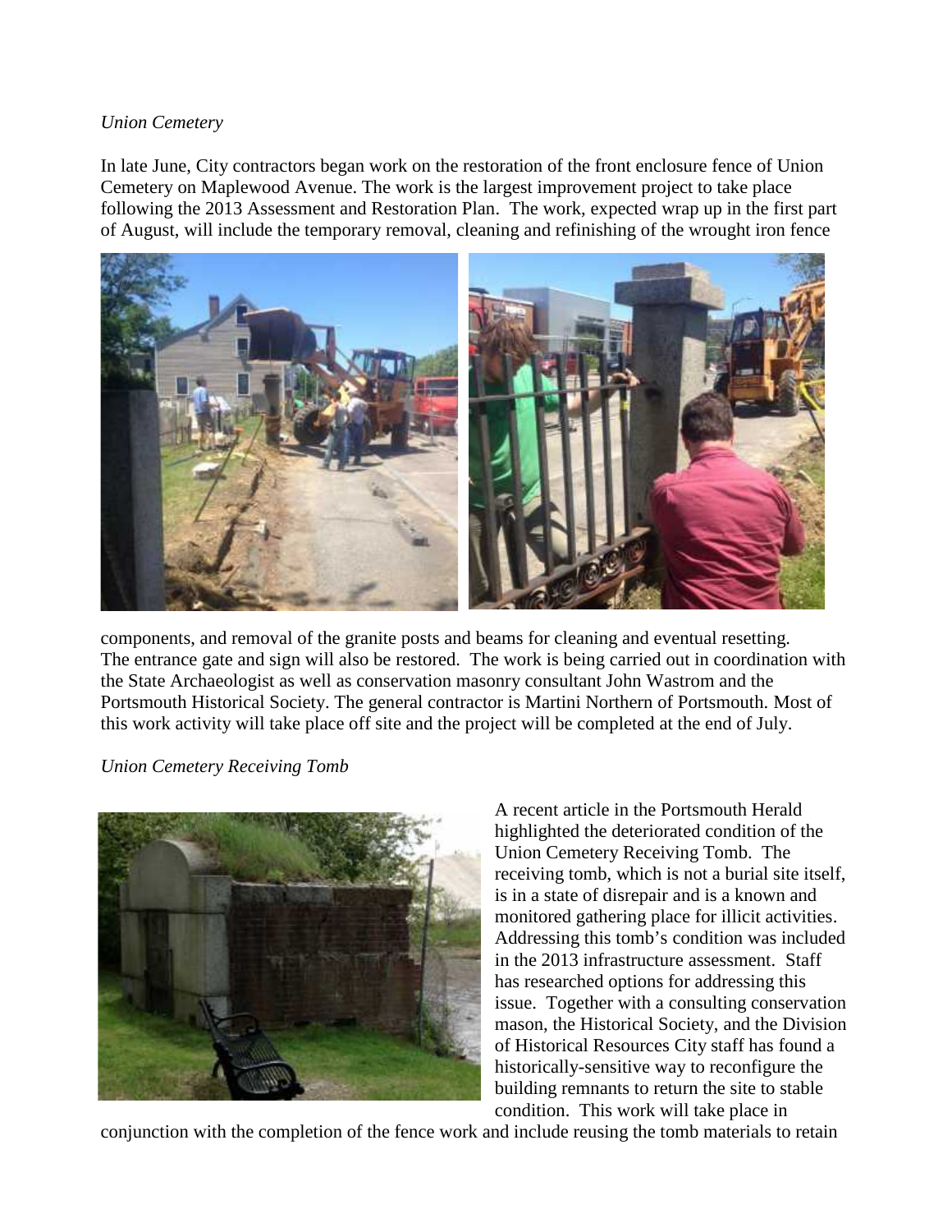*Union Cemetery*

In late June, City contractors began work on the restoration of the front enclosure fence of Union Cemetery on Maplewood Avenue. The work is the largest improvement project to take place following the 2013 Assessment and Restoration Plan. The work, expected wrap up in the first part of August, will include the temporary removal, cleaning and refinishing of the wrought iron fence components, and removal of the granite posts and beams for cleaning and eventual resetting. The entrance gate and sign will also be restored. The work is being carried out in coordination with the State Archaeologist as well as conservation masonry consultant John Wastrom and the Portsmouth Historical Society. The general contractor is Martini Northern of Portsmouth. Most of this work activity will take place off site and the project will be completed at the end of July.

*Union Cemetery Receiving Tomb*

A recent article in the Portsmouth Herald highlighted the deteriorated condition of the Union Cemetery Receiving Tomb. The receiving tomb, which is not a burial site itself, is in a state of disrepair and is a known and monitored gathering place for illicit activities. Addressing this tomb's condition was included in the 2013 infrastructure assessment. Staff has researched options for addressing this issue. Together with a consulting conservation mason, the Historical Society, and the Division of Historical Resources City staff has found a historically-sensitive way to reconfigure the building remnants to return the site to stable condition. This work will take place in conjunction with the completion of the fence work and include reusing the tomb materials to retain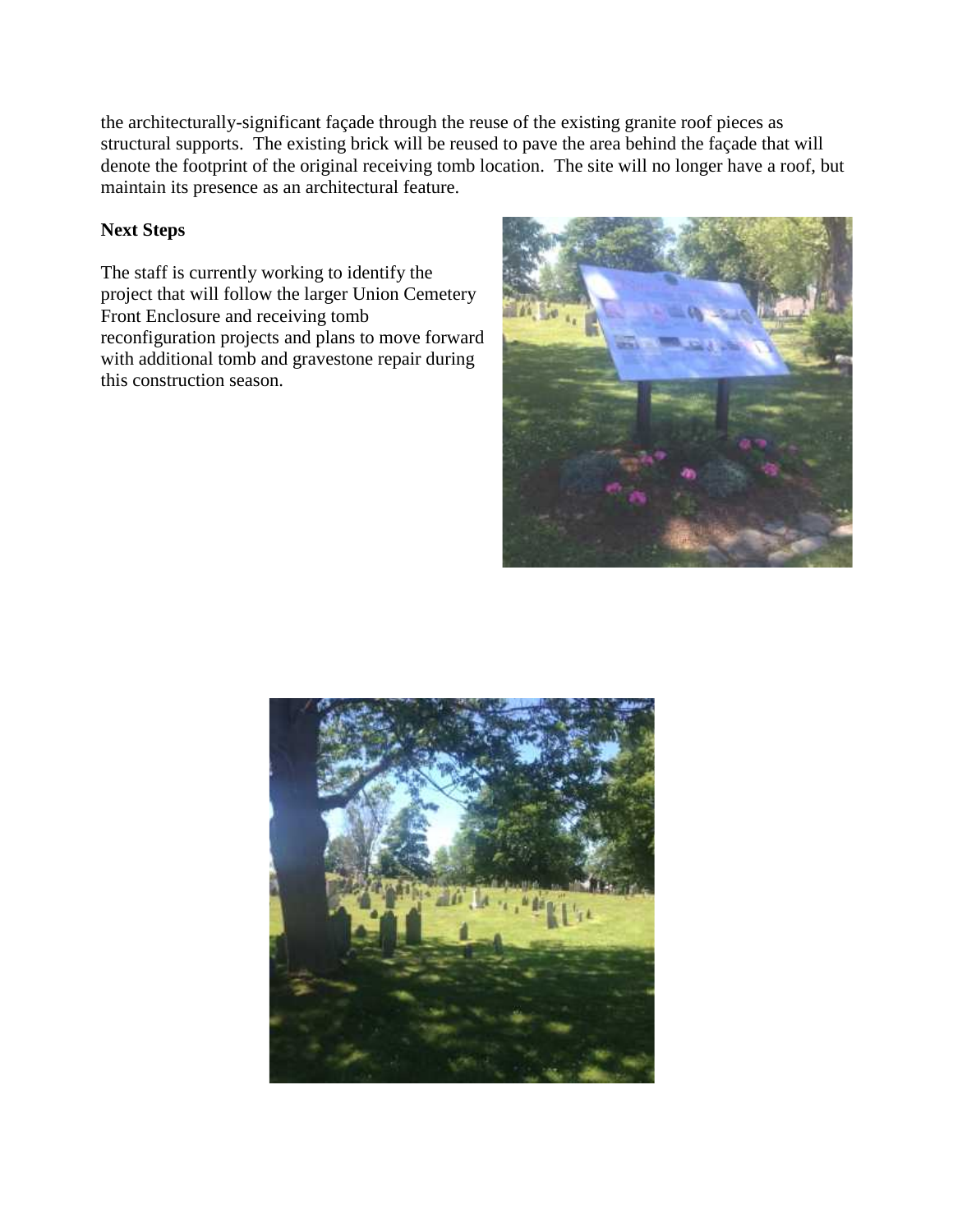the architecturally-significant façade through the reuse of the existing granite roof pieces as structural supports. The existing brick will be reused to pave the area behind the façade that will denote the footprint of the original receiving tomb location. The site will no longer have a roof, but maintain its presence as an architectural feature.

**Next Steps**

The staff is currently working to identify the project that will follow the larger Union Cemetery Front Enclosure and receiving tomb reconfiguration projects and plans to move forward with additional tomb and gravestone repair during this construction season.